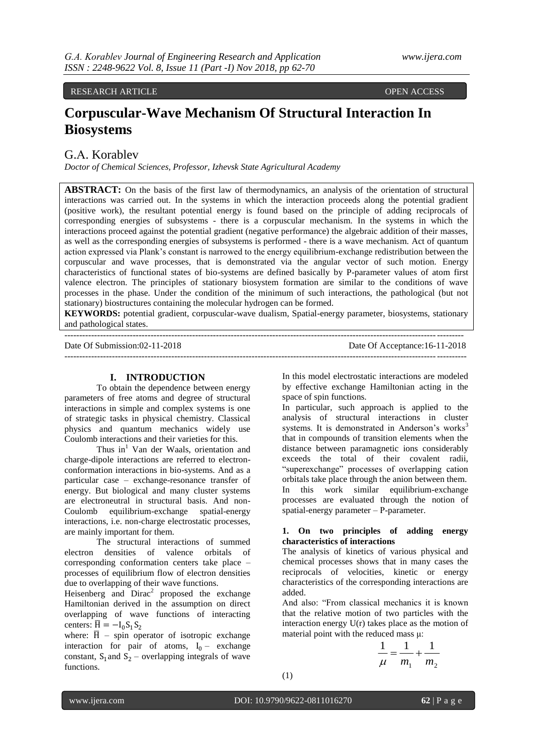RESEARCH ARTICLE OPEN ACCESS

# Corpuscular-Wave Mechanism Of Structural Interaction In Biosystems

## G.A. Korablev

*Doctor of Chemical Sciences, Professor, Izhevsk State Agricultural Academy*

**ABSTRACT:** On the basis of the first law of thermodynamics, an analysis of the orientation of structural interactions was carried out. In the systems in which the interaction proceeds along the potential gradient (positive work), the resultant potential energy is found based on the principle of adding reciprocals of corresponding energies of subsystems - there is a corpuscular mechanism. In the systems in which the interactions proceed against the potential gradient (negative performance) the algebraic addition of their masses, as well as the corresponding energies of subsystems is performed - there is a wave mechanism. Act of quantum action expressed via Plank's constant is narrowed to the energy equilibrium-exchange redistribution between the corpuscular and wave processes, that is demonstrated via the angular vector of such motion. Energy characteristics of functional states of bio-systems are defined basically by P-parameter values of atom first valence electron. The principles of stationary biosystem formation are similar to the conditions of wave processes in the phase. Under the condition of the minimum of such interactions, the pathological (but not stationary) biostructures containing the molecular hydrogen can be formed.

**KEYWORDS:** potential gradient, corpuscular-wave dualism, Spatial-energy parameter, biosystems, stationary and pathological states.

Date Of Submission:02-11-2018 Date Of Acceptance:16-11-2018

## I. INTRODUCTION

To obtain the dependence between energy parameters of free atoms and degree of structural interactions in simple and complex systems is one of strategic tasks in physical chemistry. Classical physics and quantum mechanics widely use Coulomb interactions and their varieties for this.

Thus in[1] Van der Waals, orientation and charge-dipole interactions are referred to electron-conformation interactions in bio-systems. And as a particular case – exchange-resonance transfer of energy. But biological and many cluster systems are electroneutral in structural basis. And non-Coulomb equilibrium-exchange spatial-energy interactions, i.e. non-charge electrostatic processes, are mainly important for them.

The structural interactions of summed electron densities of valence orbitals of corresponding conformation centers take place – processes of equilibrium flow of electron densities due to overlapping of their wave functions.

Heisenberg and Dirac[2] proposed the exchange Hamiltonian derived in the assumption on direct overlapping of wave functions of interacting centers: $\overline{\mathrm{H}} = -\mathrm{I}_0 \mathrm{S}_1 \mathrm{S}_2$

where: $\overline{\mathrm{H}}$ – spin operator of isotropic exchange interaction for pair of atoms, $\mathrm{I}_0$ – exchange constant, $\mathrm{S}_1$ and $\mathrm{S}_2$ – overlapping integrals of wave functions.

In this model electrostatic interactions are modeled by effective exchange Hamiltonian acting in the space of spin functions.

In particular, such approach is applied to the analysis of structural interactions in cluster systems. It is demonstrated in Anderson's works[3] that in compounds of transition elements when the distance between paramagnetic ions considerably exceeds the total of their covalent radii, "superexchange" processes of overlapping cation orbitals take place through the anion between them. In this work similar equilibrium-exchange processes are evaluated through the notion of spatial-energy parameter – P-parameter.

### 1. On two principles of adding energy characteristics of interactions

The analysis of kinetics of various physical and chemical processes shows that in many cases the reciprocals of velocities, kinetic or energy characteristics of the corresponding interactions are added.

And also: "From classical mechanics it is known that the relative motion of two particles with the interaction energy U(r) takes place as the motion of material point with the reduced mass μ:

$$\frac{1}{\mu} = \frac{1}{m_1} + \frac{1}{m_2} \tag{1}$$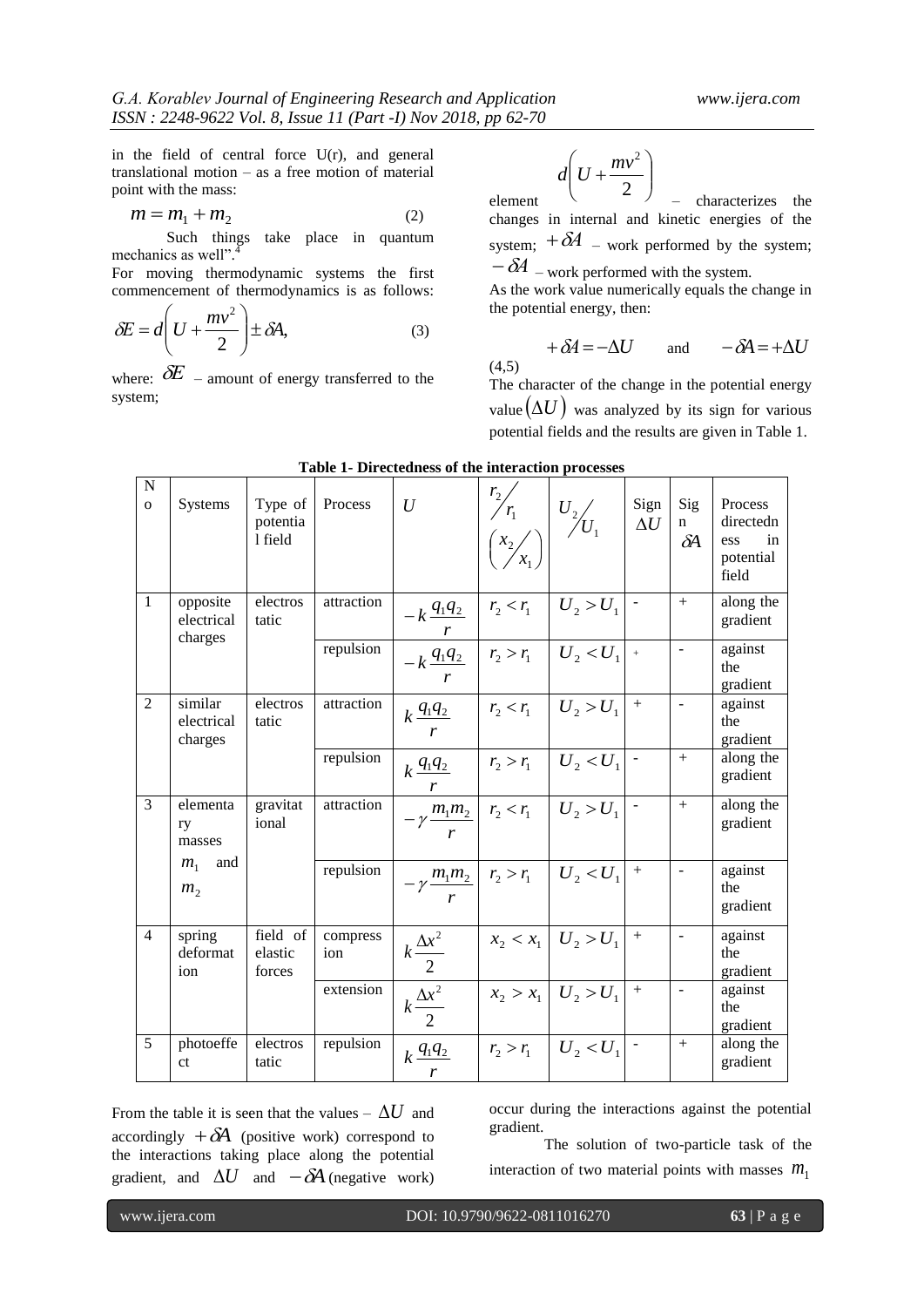in the field of central force U(r), and general translational motion – as a free motion of material point with the mass:

$$m = m_1 + m_2 \quad (2)$$

Such things take place in quantum mechanics as well".[4]

For moving thermodynamic systems the first commencement of thermodynamics is as follows:

$$\delta E = d\left(U + \frac{mv^2}{2}\right) \pm \delta A, \quad (3)$$

where: $\delta E$ – amount of energy transferred to the system;

element $d\left(U + \frac{mv^2}{2}\right)$ – characterizes the changes in internal and kinetic energies of the system; $+\delta A$ – work performed by the system; $-\delta A$ – work performed with the system.

As the work value numerically equals the change in the potential energy, then:

$$+\delta A = -\Delta U \quad \text{and} \quad -\delta A = +\Delta U \quad (4,5)$$

The character of the change in the potential energy value $(\Delta U)$ was analyzed by its sign for various potential fields and the results are given in Table 1.

**Table 1- Directedness of the interaction processes**

| No | Systems | Type of potential field | Process | $U$ | $r_2/r_1$ $(x_2/x_1)$ | $U_2/U_1$ | Sign $\Delta U$ | Sign $\delta A$ | Process directedness in potential field |
|---|---|---|---|---|---|---|---|---|---|
| 1 | opposite electrical charges | electrostatic | attraction | $-k\frac{q_1q_2}{r}$ | $r_2 < r_1$ | $U_2 > U_1$ | - | + | along the gradient |
| | | | repulsion | $-k\frac{q_1q_2}{r}$ | $r_2 > r_1$ | $U_2 < U_1$ | + | - | against the gradient |
| 2 | similar electrical charges | electrostatic | attraction | $k\frac{q_1q_2}{r}$ | $r_2 < r_1$ | $U_2 > U_1$ | + | - | against the gradient |
| | | | repulsion | $k\frac{q_1q_2}{r}$ | $r_2 > r_1$ | $U_2 < U_1$ | - | + | along the gradient |
| 3 | elementary masses $m_1$ and $m_2$ | gravitational | attraction | $-\gamma\frac{m_1m_2}{r}$ | $r_2 < r_1$ | $U_2 > U_1$ | - | + | along the gradient |
| | | | repulsion | $-\gamma\frac{m_1m_2}{r}$ | $r_2 > r_1$ | $U_2 < U_1$ | + | - | against the gradient |
| 4 | spring deformation | field of elastic forces | compression | $k\frac{\Delta x^2}{2}$ | $x_2 < x_1$ | $U_2 > U_1$ | + | - | against the gradient |
| | | | extension | $k\frac{\Delta x^2}{2}$ | $x_2 > x_1$ | $U_2 > U_1$ | + | - | against the gradient |
| 5 | photoeffect | electrostatic | repulsion | $k\frac{q_1q_2}{r}$ | $r_2 > r_1$ | $U_2 < U_1$ | - | + | along the gradient |

From the table it is seen that the values – $\Delta U$ and accordingly $+\delta A$ (positive work) correspond to the interactions taking place along the potential gradient, and $\Delta U$ and $-\delta A$ (negative work) occur during the interactions against the potential gradient.

The solution of two-particle task of the interaction of two material points with masses $m_1$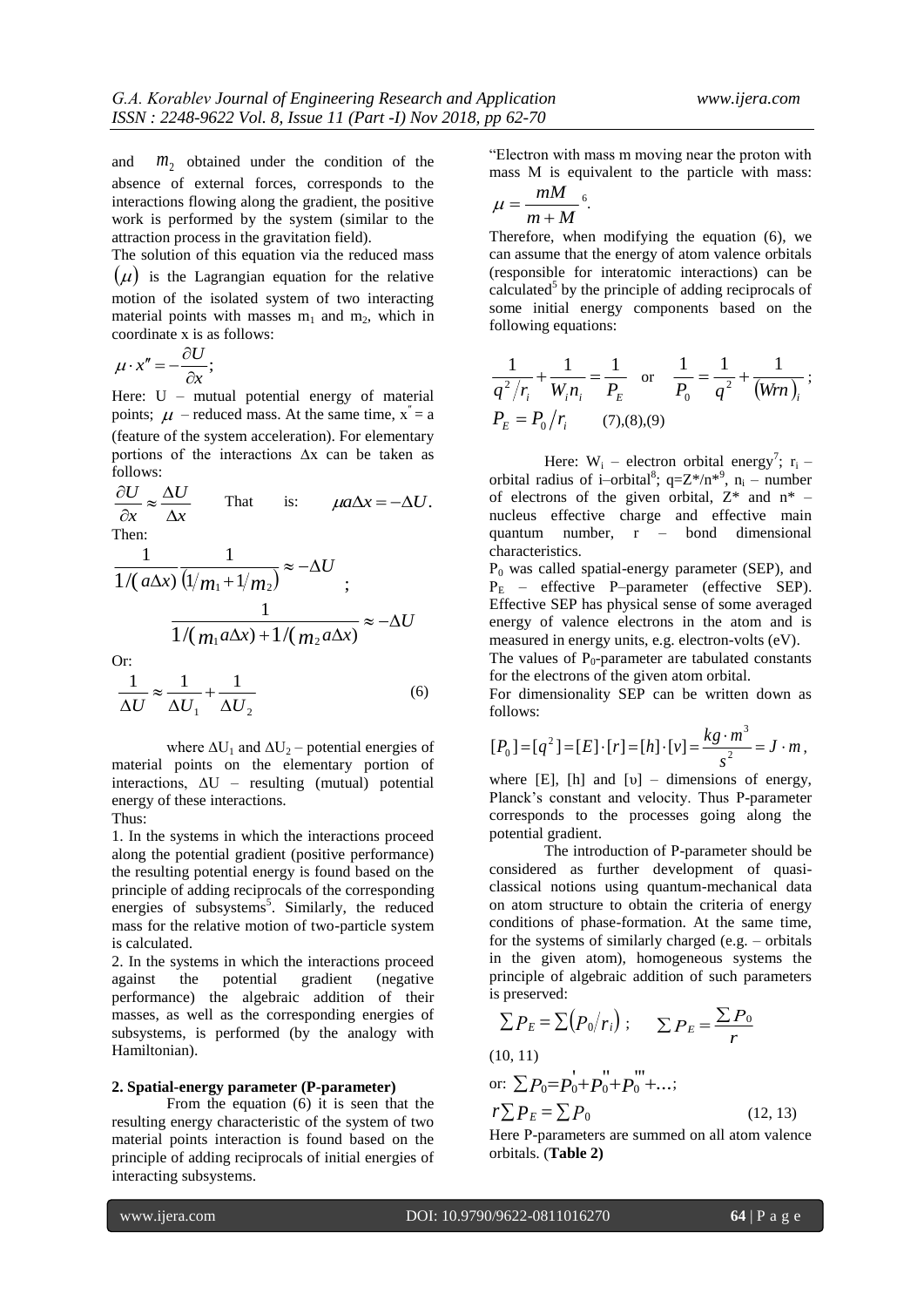and $m_2$ obtained under the condition of the absence of external forces, corresponds to the interactions flowing along the gradient, the positive work is performed by the system (similar to the attraction process in the gravitation field).

The solution of this equation via the reduced mass $(\mu)$ is the Lagrangian equation for the relative motion of the isolated system of two interacting material points with masses $m_1$ and $m_2$, which in coordinate x is as follows:

$$\mu \cdot x'' = -\frac{\partial U}{\partial x};$$

Here: U – mutual potential energy of material points; $\mu$ – reduced mass. At the same time, $x'' = a$ (feature of the system acceleration). For elementary portions of the interactions $\Delta x$ can be taken as follows:

$$\frac{\partial U}{\partial x} \approx \frac{\Delta U}{\Delta x} \qquad \text{That is:} \qquad \mu a \Delta x = -\Delta U.$$

Then:

$$\frac{1}{1/(a\Delta x)} \frac{1}{(1/m_1 + 1/m_2)} \approx -\Delta U \; ;$$

$$\frac{1}{1/(m_1 a \Delta x) + 1/(m_2 a \Delta x)} \approx -\Delta U$$

Or:

$$\frac{1}{\Delta U} \approx \frac{1}{\Delta U_1} + \frac{1}{\Delta U_2} \qquad (6)$$

where $\Delta U_1$ and $\Delta U_2$ – potential energies of material points on the elementary portion of interactions, $\Delta U$ – resulting (mutual) potential energy of these interactions.

Thus:

1. In the systems in which the interactions proceed along the potential gradient (positive performance) the resulting potential energy is found based on the principle of adding reciprocals of the corresponding energies of subsystems[5]. Similarly, the reduced mass for the relative motion of two-particle system is calculated.
2. In the systems in which the interactions proceed against the potential gradient (negative performance) the algebraic addition of their masses, as well as the corresponding energies of subsystems, is performed (by the analogy with Hamiltonian).

## 2. Spatial-energy parameter (P-parameter)

From the equation (6) it is seen that the resulting energy characteristic of the system of two material points interaction is found based on the principle of adding reciprocals of initial energies of interacting subsystems.

"Electron with mass m moving near the proton with mass M is equivalent to the particle with mass: $\mu = \frac{mM}{m+M}$ [6]."

Therefore, when modifying the equation (6), we can assume that the energy of atom valence orbitals (responsible for interatomic interactions) can be calculated[5] by the principle of adding reciprocals of some initial energy components based on the following equations:

$$\frac{1}{q^2/r_i} + \frac{1}{W_i n_i} = \frac{1}{P_E} \quad \text{or} \quad \frac{1}{P_0} = \frac{1}{q^2} + \frac{1}{(Wrn)_i};$$

$$P_E = P_0 / r_i \qquad (7),(8),(9)$$

Here: $W_i$ – electron orbital energy[7]; $r_i$ – orbital radius of i–orbital[8]; $q=Z^*/n^*$[9], $n_i$ – number of electrons of the given orbital, $Z^*$ and $n^*$ – nucleus effective charge and effective main quantum number, r – bond dimensional characteristics.

$P_0$ was called spatial-energy parameter (SEP), and $P_E$ – effective P–parameter (effective SEP). Effective SEP has physical sense of some averaged energy of valence electrons in the atom and is measured in energy units, e.g. electron-volts (eV).

The values of $P_0$-parameter are tabulated constants for the electrons of the given atom orbital.

For dimensionality SEP can be written down as follows:

$$[P_0] = [q^2] = [E] \cdot [r] = [h] \cdot [v] = \frac{kg \cdot m^3}{s^2} = J \cdot m,$$

where [E], [h] and [υ] – dimensions of energy, Planck's constant and velocity. Thus P-parameter corresponds to the processes going along the potential gradient.

The introduction of P-parameter should be considered as further development of quasi-classical notions using quantum-mechanical data on atom structure to obtain the criteria of energy conditions of phase-formation. At the same time, for the systems of similarly charged (e.g. – orbitals in the given atom), homogeneous systems the principle of algebraic addition of such parameters is preserved:

$$\sum P_E = \sum (P_0 / r_i); \qquad \sum P_E = \frac{\sum P_0}{r}$$

(10, 11)

$$\text{or: } \sum P_0 = P_0' + P_0'' + P_0''' + \ldots;$$

$$r \sum P_E = \sum P_0 \qquad (12, 13)$$

Here P-parameters are summed on all atom valence orbitals. (**Table 2**)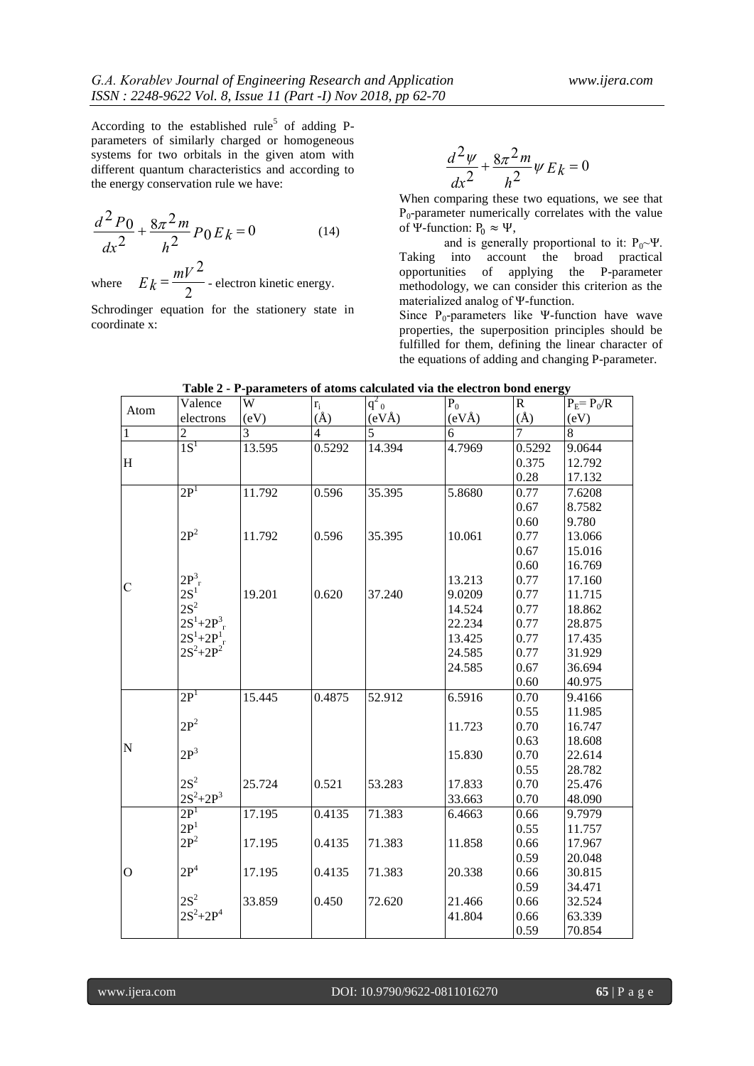According to the established rule[5] of adding P-parameters of similarly charged or homogeneous systems for two orbitals in the given atom with different quantum characteristics and according to the energy conservation rule we have:

$$\frac{d^2 P_0}{dx^2} + \frac{8\pi^2 m}{h^2} P_0 E_k = 0 \qquad (14)$$

where $E_k = \frac{mV^2}{2}$ - electron kinetic energy.

Schrodinger equation for the stationery state in coordinate x:

$$\frac{d^2 \psi}{dx^2} + \frac{8\pi^2 m}{h^2} \psi E_k = 0$$

When comparing these two equations, we see that $P_0$-parameter numerically correlates with the value of Ψ-function: $P_0 \approx \Psi$,

and is generally proportional to it: $P_0 \sim \Psi$. Taking into account the broad practical opportunities of applying the P-parameter methodology, we can consider this criterion as the materialized analog of Ψ-function.

Since $P_0$-parameters like Ψ-function have wave properties, the superposition principles should be fulfilled for them, defining the linear character of the equations of adding and changing P-parameter.

**Table 2 - P-parameters of atoms calculated via the electron bond energy**

| Atom | Valence electrons | W (eV) | $r_i$ (Å) | $q^2_0$ (eVÅ) | $P_0$ (eVÅ) | R (Å) | $P_E = P_0/R$ (eV) |
|---|---|---|---|---|---|---|---|
| 1 | 2 | 3 | 4 | 5 | 6 | 7 | 8 |
| H | $1S^1$ | 13.595 | 0.5292 | 14.394 | 4.7969 | 0.5292 | 9.0644 |
| | | | | | | 0.375 | 12.792 |
| | | | | | | 0.28 | 17.132 |
| C | $2P^1$ | 11.792 | 0.596 | 35.395 | 5.8680 | 0.77 | 7.6208 |
| | | | | | | 0.67 | 8.7582 |
| | | | | | | 0.60 | 9.780 |
| | $2P^2$ | 11.792 | 0.596 | 35.395 | 10.061 | 0.77 | 13.066 |
| | | | | | | 0.67 | 15.016 |
| | | | | | | 0.60 | 16.769 |
| | $2P^3_r$ | | | | 13.213 | 0.77 | 17.160 |
| | $2S^1$ | 19.201 | 0.620 | 37.240 | 9.0209 | 0.77 | 11.715 |
| | $2S^2$ | | | | 14.524 | 0.77 | 18.862 |
| | $2S^1+2P^3_r$ | | | | 22.234 | 0.77 | 28.875 |
| | $2S^1+2P^1_r$ | | | | 13.425 | 0.77 | 17.435 |
| | $2S^2+2P^2$ | | | | 24.585 | 0.77 | 31.929 |
| | | | | | 24.585 | 0.67 | 36.694 |
| | | | | | | 0.60 | 40.975 |
| N | $2P^1$ | 15.445 | 0.4875 | 52.912 | 6.5916 | 0.70 | 9.4166 |
| | | | | | | 0.55 | 11.985 |
| | $2P^2$ | | | | 11.723 | 0.70 | 16.747 |
| | | | | | | 0.63 | 18.608 |
| | $2P^3$ | | | | 15.830 | 0.70 | 22.614 |
| | | | | | | 0.55 | 28.782 |
| | $2S^2$ | 25.724 | 0.521 | 53.283 | 17.833 | 0.70 | 25.476 |
| | $2S^2+2P^3$ | | | | 33.663 | 0.70 | 48.090 |
| O | $2P^1$ | 17.195 | 0.4135 | 71.383 | 6.4663 | 0.66 | 9.7979 |
| | $2P^1$ | | | | | 0.55 | 11.757 |
| | $2P^2$ | 17.195 | 0.4135 | 71.383 | 11.858 | 0.66 | 17.967 |
| | | | | | | 0.59 | 20.048 |
| | $2P^4$ | 17.195 | 0.4135 | 71.383 | 20.338 | 0.66 | 30.815 |
| | | | | | | 0.59 | 34.471 |
| | $2S^2$ | 33.859 | 0.450 | 72.620 | 21.466 | 0.66 | 32.524 |
| | $2S^2+2P^4$ | | | | 41.804 | 0.66 | 63.339 |
| | | | | | | 0.59 | 70.854 |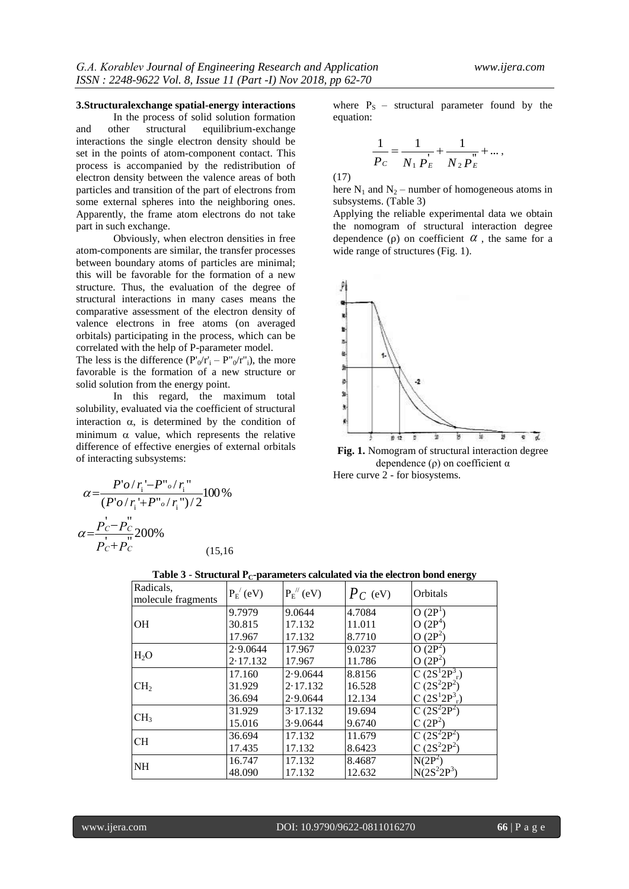### 3.Structuralexchange spatial-energy interactions

In the process of solid solution formation and other structural equilibrium-exchange interactions the single electron density should be set in the points of atom-component contact. This process is accompanied by the redistribution of electron density between the valence areas of both particles and transition of the part of electrons from some external spheres into the neighboring ones. Apparently, the frame atom electrons do not take part in such exchange.

Obviously, when electron densities in free atom-components are similar, the transfer processes between boundary atoms of particles are minimal; this will be favorable for the formation of a new structure. Thus, the evaluation of the degree of structural interactions in many cases means the comparative assessment of the electron density of valence electrons in free atoms (on averaged orbitals) participating in the process, which can be correlated with the help of P-parameter model.

The less is the difference ($P'_0/r'_i - P''_0/r''_i$), the more favorable is the formation of a new structure or solid solution from the energy point.

In this regard, the maximum total solubility, evaluated via the coefficient of structural interaction α, is determined by the condition of minimum α value, which represents the relative difference of effective energies of external orbitals of interacting subsystems:

$$\alpha = \frac{P'o/r_i' - P''o/r_i''}{(P'o/r_i' + P''o/r_i'')/2} 100\%$$

$$\alpha = \frac{P_C' - P_C''}{P_C' + P_C''} 200\% \qquad (15,16$$

where $P_S$ – structural parameter found by the equation:

$$\frac{1}{P_C} = \frac{1}{N_1 P_E'} + \frac{1}{N_2 P_E''} + \dots, \qquad (17)$$

here $N_1$ and $N_2$ – number of homogeneous atoms in subsystems. (Table 3)

Applying the reliable experimental data we obtain the nomogram of structural interaction degree dependence (ρ) on coefficient $\alpha$, the same for a wide range of structures (Fig. 1).

**Fig. 1.** Nomogram of structural interaction degree dependence (ρ) on coefficient α

Here curve 2 - for biosystems.

**Table 3 - Structural $P_C$-parameters calculated via the electron bond energy**

| Radicals, molecule fragments | $P_E^{/}$ (eV) | $P_E^{//}$ (eV) | $P_C$ (eV) | Orbitals |
|---|---|---|---|---|
| OH | 9.7979 | 9.0644 | 4.7084 | O ($2P^1$) |
| | 30.815 | 17.132 | 11.011 | O ($2P^4$) |
| | 17.967 | 17.132 | 8.7710 | O ($2P^2$) |
| $H_2O$ | 2·9.0644 | 17.967 | 9.0237 | O ($2P^2$) |
| | 2·17.132 | 17.967 | 11.786 | O ($2P^2$) |
| $CH_2$ | 17.160 | 2·9.0644 | 8.8156 | C ($2S^1 2P^3_r$) |
| | 31.929 | 2·17.132 | 16.528 | C ($2S^2 2P^2$) |
| | 36.694 | 2·9.0644 | 12.134 | C ($2S^1 2P^3_r$) |
| $CH_3$ | 31.929 | 3·17.132 | 19.694 | C ($2S^2 2P^2$) |
| | 15.016 | 3·9.0644 | 9.6740 | C ($2P^2$) |
| CH | 36.694 | 17.132 | 11.679 | C ($2S^2 2P^2$) |
| | 17.435 | 17.132 | 8.6423 | C ($2S^2 2P^2$) |
| NH | 16.747 | 17.132 | 8.4687 | N($2P^2$) |
| | 48.090 | 17.132 | 12.632 | N($2S^2 2P^3$) |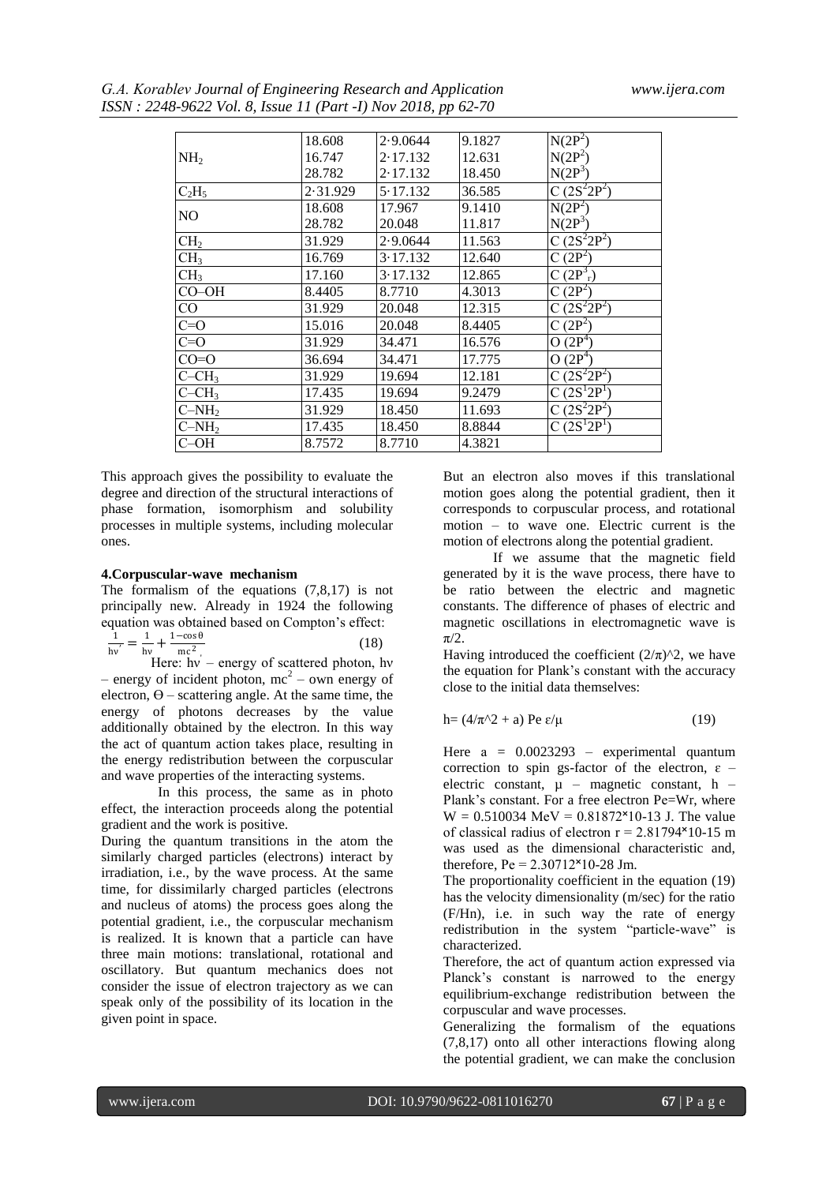| | | | | |
|---|---|---|---|---|
| $NH_2$ | 18.608<br>16.747<br>28.782 | 2·9.0644<br>2·17.132<br>2·17.132 | 9.1827<br>12.631<br>18.450 | $N(2P^2)$<br>$N(2P^2)$<br>$N(2P^3)$ |
| $C_2H_5$ | 2·31.929 | 5·17.132 | 36.585 | $C\ (2S^22P^2)$ |
| NO | 18.608<br>28.782 | 17.967<br>20.048 | 9.1410<br>11.817 | $N(2P^2)$<br>$N(2P^3)$ |
| $CH_2$ | 31.929 | 2·9.0644 | 11.563 | $C\ (2S^22P^2)$ |
| $CH_3$ | 16.769 | 3·17.132 | 12.640 | $C\ (2P^2)$ |
| $CH_3$ | 17.160 | 3·17.132 | 12.865 | $C\ (2P^3_r)$ |
| CO–OH | 8.4405 | 8.7710 | 4.3013 | $C\ (2P^2)$ |
| CO | 31.929 | 20.048 | 12.315 | $C\ (2S^22P^2)$ |
| C=O | 15.016 | 20.048 | 8.4405 | $C\ (2P^2)$ |
| C=O | 31.929 | 34.471 | 16.576 | $O\ (2P^4)$ |
| CO=O | 36.694 | 34.471 | 17.775 | $O\ (2P^4)$ |
| $C–CH_3$ | 31.929 | 19.694 | 12.181 | $C\ (2S^22P^2)$ |
| $C–CH_3$ | 17.435 | 19.694 | 9.2479 | $C\ (2S^12P^1)$ |
| $C–NH_2$ | 31.929 | 18.450 | 11.693 | $C\ (2S^22P^2)$ |
| $C–NH_2$ | 17.435 | 18.450 | 8.8844 | $C\ (2S^12P^1)$ |
| C–OH | 8.7572 | 8.7710 | 4.3821 | |

This approach gives the possibility to evaluate the degree and direction of the structural interactions of phase formation, isomorphism and solubility processes in multiple systems, including molecular ones.

### 4.Corpuscular-wave mechanism

The formalism of the equations (7,8,17) is not principally new. Already in 1924 the following equation was obtained based on Compton's effect:

$$\frac{1}{h\nu'} = \frac{1}{h\nu} + \frac{1-\cos\theta}{mc^2} \qquad (18)$$

Here: $h\nu'$ – energy of scattered photon, $h\nu$ – energy of incident photon, $mc^2$ – own energy of electron, $\Theta$ – scattering angle. At the same time, the energy of photons decreases by the value additionally obtained by the electron. In this way the act of quantum action takes place, resulting in the energy redistribution between the corpuscular and wave properties of the interacting systems.

In this process, the same as in photo effect, the interaction proceeds along the potential gradient and the work is positive.

During the quantum transitions in the atom the similarly charged particles (electrons) interact by irradiation, i.e., by the wave process. At the same time, for dissimilarly charged particles (electrons and nucleus of atoms) the process goes along the potential gradient, i.e., the corpuscular mechanism is realized. It is known that a particle can have three main motions: translational, rotational and oscillatory. But quantum mechanics does not consider the issue of electron trajectory as we can speak only of the possibility of its location in the given point in space.

But an electron also moves if this translational motion goes along the potential gradient, then it corresponds to corpuscular process, and rotational motion – to wave one. Electric current is the motion of electrons along the potential gradient.

If we assume that the magnetic field generated by it is the wave process, there have to be ratio between the electric and magnetic constants. The difference of phases of electric and magnetic oscillations in electromagnetic wave is $\pi/2$.

Having introduced the coefficient $(2/\pi)^2$, we have the equation for Plank's constant with the accuracy close to the initial data themselves:

$$h = (4/\pi^2 + a)\ Pe\ \varepsilon/\mu \qquad (19)$$

Here $a = 0.0023293$ – experimental quantum correction to spin gs-factor of the electron, $\varepsilon$ – electric constant, $\mu$ – magnetic constant, h – Plank's constant. For a free electron $Pe=Wr$, where $W = 0.510034$ MeV $= 0.81872 \times 10^{-13}$ J. The value of classical radius of electron $r = 2.81794 \times 10^{-15}$ m was used as the dimensional characteristic and, therefore, $Pe = 2.30712 \times 10^{-28}$ Jm.

The proportionality coefficient in the equation (19) has the velocity dimensionality (m/sec) for the ratio (F/Hn), i.e. in such way the rate of energy redistribution in the system "particle-wave" is characterized.

Therefore, the act of quantum action expressed via Planck's constant is narrowed to the energy equilibrium-exchange redistribution between the corpuscular and wave processes.

Generalizing the formalism of the equations (7,8,17) onto all other interactions flowing along the potential gradient, we can make the conclusion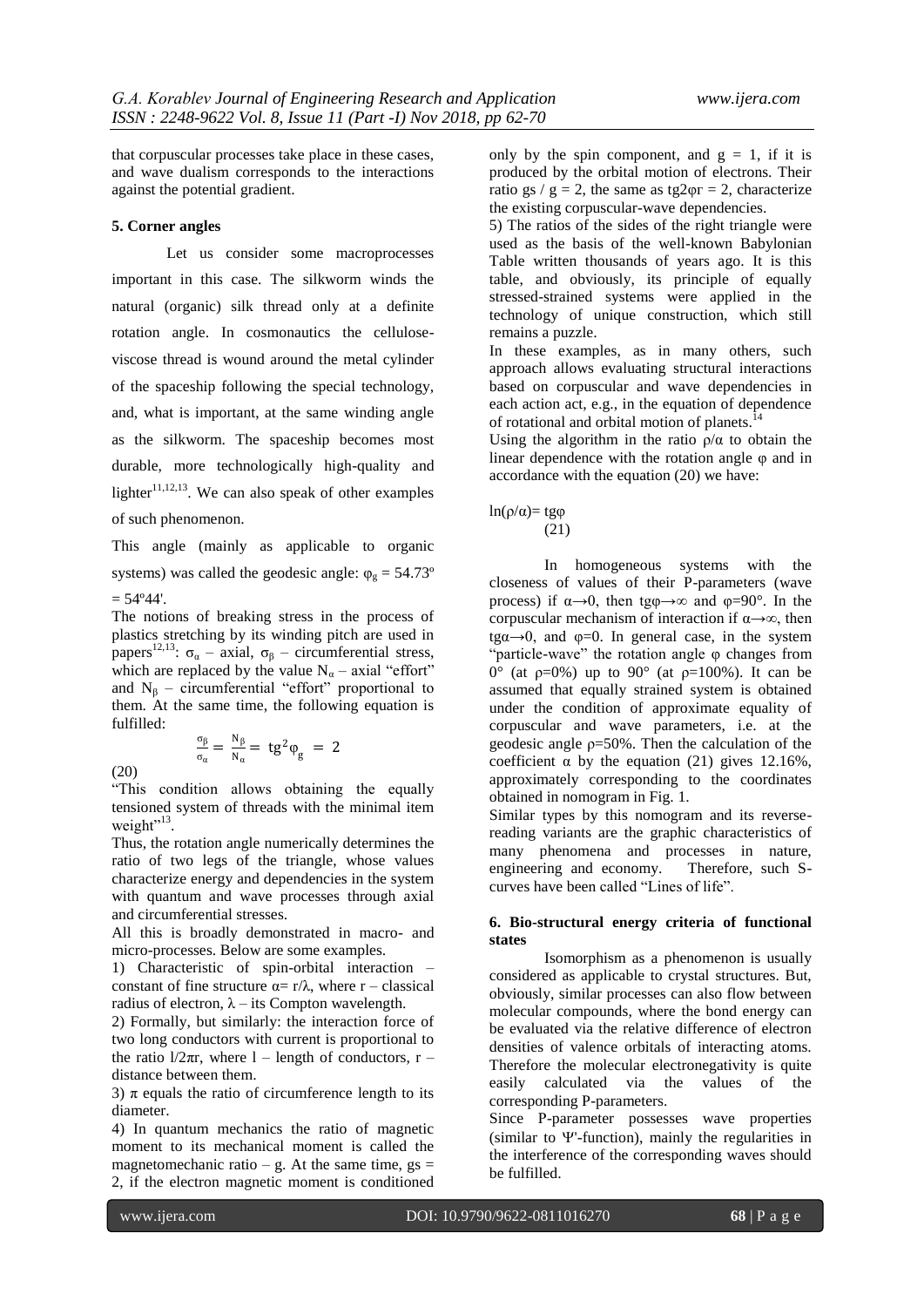that corpuscular processes take place in these cases, and wave dualism corresponds to the interactions against the potential gradient.

## 5. Corner angles

Let us consider some macroprocesses important in this case. The silkworm winds the natural (organic) silk thread only at a definite rotation angle. In cosmonautics the cellulose-viscose thread is wound around the metal cylinder of the spaceship following the special technology, and, what is important, at the same winding angle as the silkworm. The spaceship becomes most durable, more technologically high-quality and lighter[11,12,13]. We can also speak of other examples of such phenomenon.

This angle (mainly as applicable to organic systems) was called the geodesic angle: $\varphi_g = 54.73^o = 54^o44'$.

The notions of breaking stress in the process of plastics stretching by its winding pitch are used in papers[12,13]: $\sigma_\alpha$ – axial, $\sigma_\beta$ – circumferential stress, which are replaced by the value $N_\alpha$ – axial "effort" and $N_\beta$ – circumferential "effort" proportional to them. At the same time, the following equation is fulfilled:

$$\frac{\sigma_\beta}{\sigma_\alpha} = \frac{N_\beta}{N_\alpha} = \mathrm{tg}^2\varphi_g = 2 \tag{20}$$

"This condition allows obtaining the equally tensioned system of threads with the minimal item weight"[13].

Thus, the rotation angle numerically determines the ratio of two legs of the triangle, whose values characterize energy and dependencies in the system with quantum and wave processes through axial and circumferential stresses.

All this is broadly demonstrated in macro- and micro-processes. Below are some examples.

1) Characteristic of spin-orbital interaction – constant of fine structure $\alpha = r/\lambda$, where r – classical radius of electron, $\lambda$ – its Compton wavelength.

2) Formally, but similarly: the interaction force of two long conductors with current is proportional to the ratio $l/2\pi r$, where l – length of conductors, r – distance between them.

3) $\pi$ equals the ratio of circumference length to its diameter.

4) In quantum mechanics the ratio of magnetic moment to its mechanical moment is called the magnetomechanic ratio – g. At the same time, gs = 2, if the electron magnetic moment is conditioned only by the spin component, and g = 1, if it is produced by the orbital motion of electrons. Their ratio gs / g = 2, the same as $\mathrm{tg}2\varphi r = 2$, characterize the existing corpuscular-wave dependencies.

5) The ratios of the sides of the right triangle were used as the basis of the well-known Babylonian Table written thousands of years ago. It is this table, and obviously, its principle of equally stressed-strained systems were applied in the technology of unique construction, which still remains a puzzle.

In these examples, as in many others, such approach allows evaluating structural interactions based on corpuscular and wave dependencies in each action act, e.g., in the equation of dependence of rotational and orbital motion of planets.[14]

Using the algorithm in the ratio $\rho/\alpha$ to obtain the linear dependence with the rotation angle $\varphi$ and in accordance with the equation (20) we have:

$$\ln(\rho/\alpha) = \mathrm{tg}\varphi \tag{21}$$

In homogeneous systems with the closeness of values of their P-parameters (wave process) if $\alpha \to 0$, then $\mathrm{tg}\varphi \to \infty$ and $\varphi = 90°$. In the corpuscular mechanism of interaction if $\alpha \to \infty$, then $\mathrm{tg}\alpha \to 0$, and $\varphi = 0$. In general case, in the system "particle-wave" the rotation angle $\varphi$ changes from 0° (at $\rho = 0\%$) up to 90° (at $\rho = 100\%$). It can be assumed that equally strained system is obtained under the condition of approximate equality of corpuscular and wave parameters, i.e. at the geodesic angle $\rho = 50\%$. Then the calculation of the coefficient $\alpha$ by the equation (21) gives 12.16%, approximately corresponding to the coordinates obtained in nomogram in Fig. 1.

Similar types by this nomogram and its reverse-reading variants are the graphic characteristics of many phenomena and processes in nature, engineering and economy. Therefore, such S-curves have been called "Lines of life".

## 6. Bio-structural energy criteria of functional states

Isomorphism as a phenomenon is usually considered as applicable to crystal structures. But, obviously, similar processes can also flow between molecular compounds, where the bond energy can be evaluated via the relative difference of electron densities of valence orbitals of interacting atoms. Therefore the molecular electronegativity is quite easily calculated via the values of the corresponding P-parameters.

Since P-parameter possesses wave properties (similar to Ψ'-function), mainly the regularities in the interference of the corresponding waves should be fulfilled.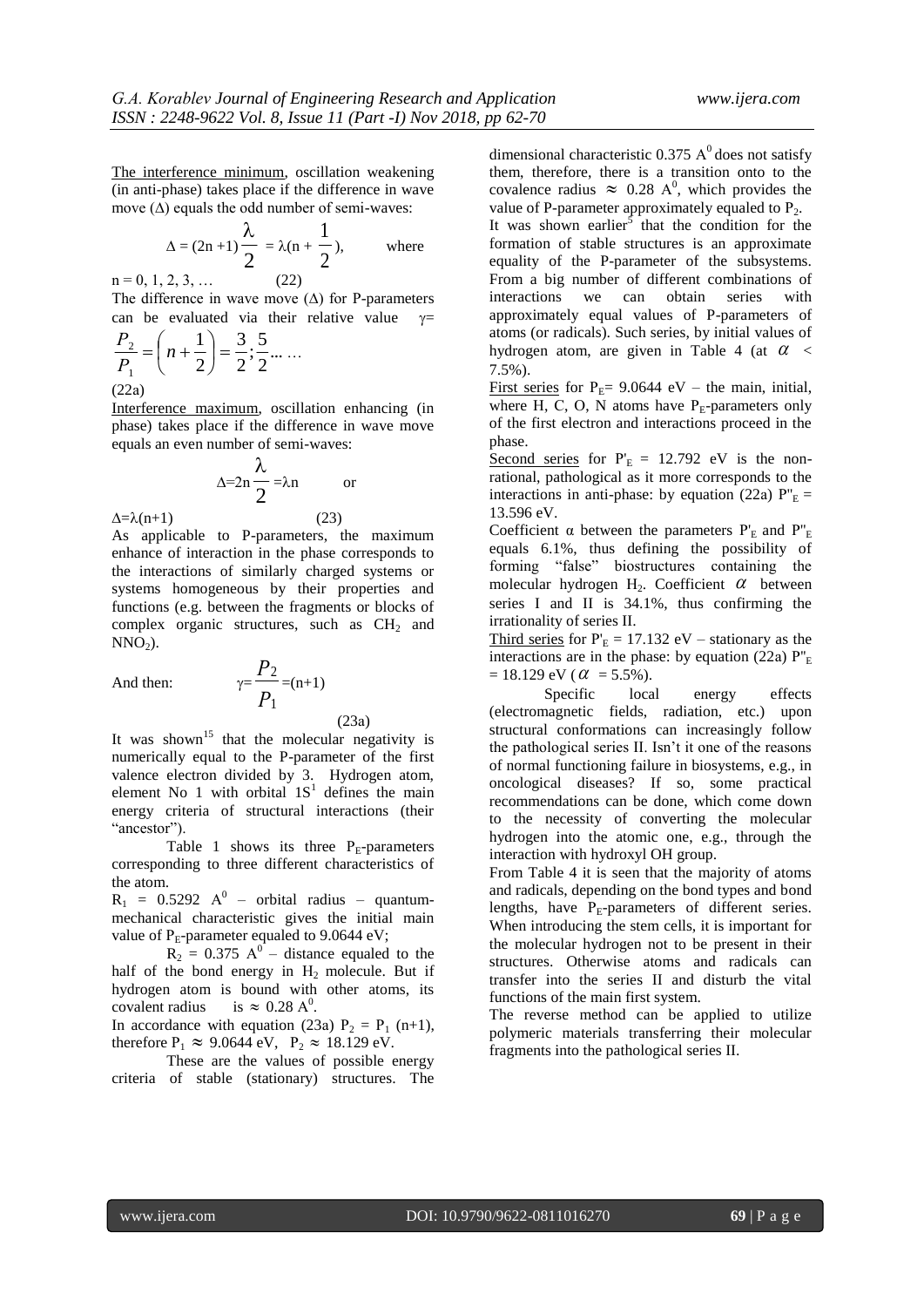The interference minimum, oscillation weakening (in anti-phase) takes place if the difference in wave move (Δ) equals the odd number of semi-waves:

$$\Delta = (2n+1)\frac{\lambda}{2} = \lambda\left(n + \frac{1}{2}\right), \quad \text{where}$$

$n = 0, 1, 2, 3, \ldots$ (22)

The difference in wave move (Δ) for P-parameters can be evaluated via their relative value $\gamma = \frac{P_2}{P_1} = \left(n + \frac{1}{2}\right) = \frac{3}{2}; \frac{5}{2} \ldots \ldots$

(22a)

Interference maximum, oscillation enhancing (in phase) takes place if the difference in wave move equals an even number of semi-waves:

$$\Delta = 2n\frac{\lambda}{2} = \lambda n \quad \text{or}$$

$\Delta = \lambda(n+1)$ (23)

As applicable to P-parameters, the maximum enhance of interaction in the phase corresponds to the interactions of similarly charged systems or systems homogeneous by their properties and functions (e.g. between the fragments or blocks of complex organic structures, such as $CH_2$ and $NNO_2$).

And then: $$\gamma = \frac{P_2}{P_1} = (n+1)$$

(23a)

It was shown[15] that the molecular negativity is numerically equal to the P-parameter of the first valence electron divided by 3. Hydrogen atom, element No 1 with orbital $1S^1$ defines the main energy criteria of structural interactions (their "ancestor").

Table 1 shows its three $P_E$-parameters corresponding to three different characteristics of the atom.

$R_1 = 0.5292$ $A^0$ – orbital radius – quantum-mechanical characteristic gives the initial main value of $P_E$-parameter equaled to 9.0644 eV;

$R_2 = 0.375$ $A^0$ – distance equaled to the half of the bond energy in $H_2$ molecule. But if hydrogen atom is bound with other atoms, its covalent radius is $\approx 0.28$ $A^0$.

In accordance with equation (23a) $P_2 = P_1$ (n+1), therefore $P_1 \approx 9.0644$ eV, $P_2 \approx 18.129$ eV.

These are the values of possible energy criteria of stable (stationary) structures. The dimensional characteristic 0.375 $A^0$ does not satisfy them, therefore, there is a transition onto to the covalence radius $\approx$ 0.28 $A^0$, which provides the value of P-parameter approximately equaled to $P_2$.

It was shown earlier[5] that the condition for the formation of stable structures is an approximate equality of the P-parameter of the subsystems. From a big number of different combinations of interactions we can obtain series with approximately equal values of P-parameters of atoms (or radicals). Such series, by initial values of hydrogen atom, are given in Table 4 (at $\alpha$ < 7.5%).

First series for $P_E$= 9.0644 eV – the main, initial, where H, C, O, N atoms have $P_E$-parameters only of the first electron and interactions proceed in the phase.

Second series for $P'_E$ = 12.792 eV is the non-rational, pathological as it more corresponds to the interactions in anti-phase: by equation (22a) $P''_E$ = 13.596 eV.

Coefficient α between the parameters $P'_E$ and $P''_E$ equals 6.1%, thus defining the possibility of forming "false" biostructures containing the molecular hydrogen $H_2$. Coefficient $\alpha$ between series I and II is 34.1%, thus confirming the irrationality of series II.

Third series for $P'_E$ = 17.132 eV – stationary as the interactions are in the phase: by equation (22a) $P''_E$ = 18.129 eV ($\alpha$ = 5.5%).

Specific local energy effects (electromagnetic fields, radiation, etc.) upon structural conformations can increasingly follow the pathological series II. Isn't it one of the reasons of normal functioning failure in biosystems, e.g., in oncological diseases? If so, some practical recommendations can be done, which come down to the necessity of converting the molecular hydrogen into the atomic one, e.g., through the interaction with hydroxyl OH group.

From Table 4 it is seen that the majority of atoms and radicals, depending on the bond types and bond lengths, have $P_E$-parameters of different series. When introducing the stem cells, it is important for the molecular hydrogen not to be present in their structures. Otherwise atoms and radicals can transfer into the series II and disturb the vital functions of the main first system.

The reverse method can be applied to utilize polymeric materials transferring their molecular fragments into the pathological series II.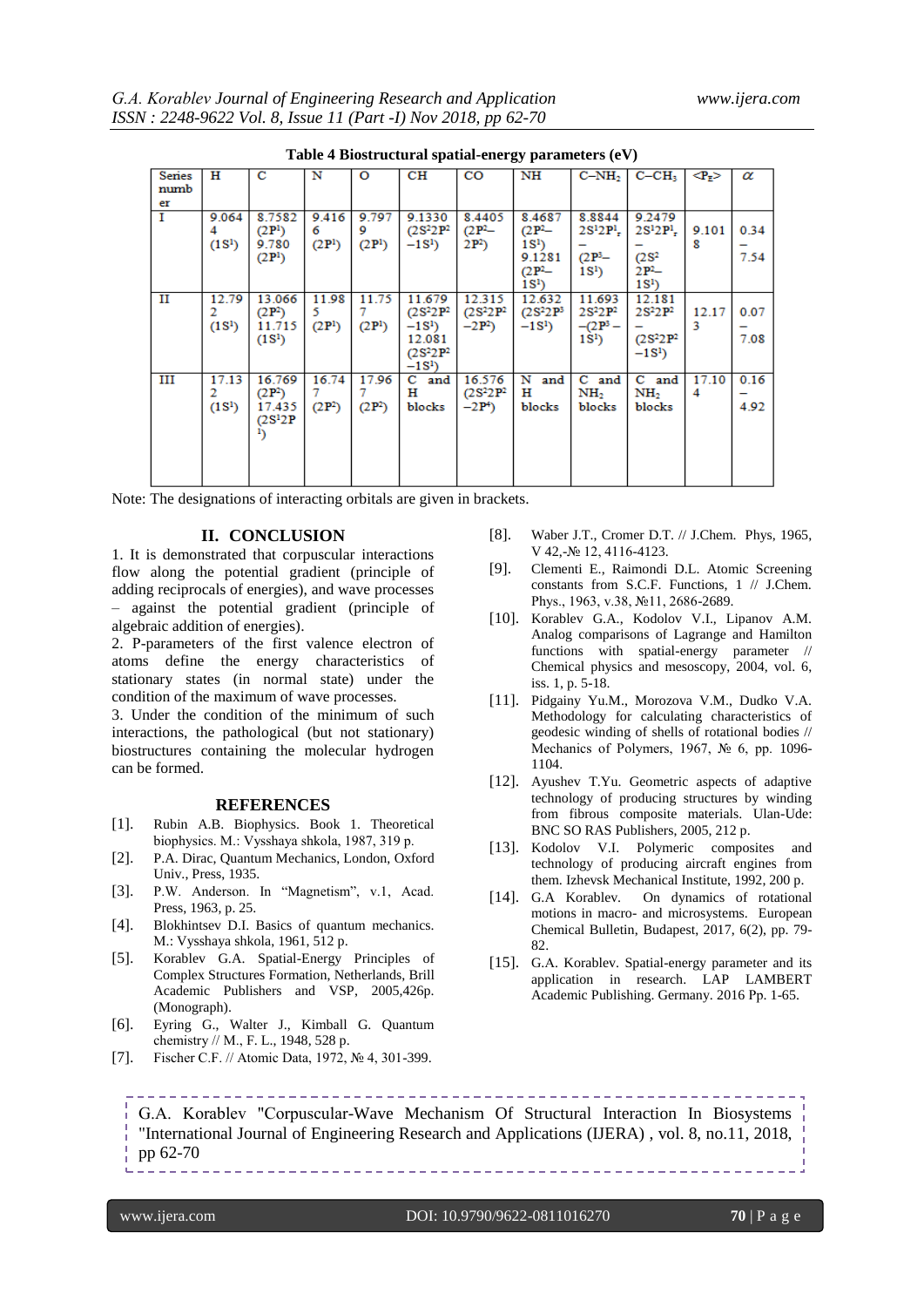**Table 4 Biostructural spatial-energy parameters (eV)**

| Series number | H | C | N | O | CH | CO | NH | C–$NH_2$ | C–$CH_3$ | <$P_E$> | $\alpha$ |
|---|---|---|---|---|---|---|---|---|---|---|---|
| I | 9.0644 ($1S^1$) | 8.7582 ($2P^1$) 9.780 ($2P^1$) | 9.4166 ($2P^1$) | 9.7979 ($2P^1$) | 9.1330 ($2S^22P^2$ $-1S^1$) | 8.4405 ($2P^2$– $2P^2$) | 8.4687 ($2P^2$– $1S^1$) 9.1281 ($2P^2$– $1S^1$) | 8.8844 $2S^12P^1$, – ($2P^3$– $1S^1$) | 9.2479 $2S^12P^1$, – ($2S^2$ $2P^2$– $1S^1$) | 9.1018 | 0.34 – 7.54 |
| II | 12.792 ($1S^1$) | 13.066 ($2P^2$) 11.715 ($1S^1$) | 11.985 ($2P^1$) | 11.757 ($2P^1$) | 11.679 ($2S^22P^2$ $-1S^1$) 12.081 ($2S^22P^2$ $-1S^1$) | 12.315 ($2S^22P^2$ $-2P^2$) | 12.632 ($2S^22P^3$ $-1S^1$) | 11.693 $2S^22P^2$ $-(2P^3-$ $1S^1$) | 12.181 $2S^22P^2$ – ($2S^22P^2$ $-1S^1$) | 12.173 | 0.07 – 7.08 |
| III | 17.132 ($1S^1$) | 16.769 ($2P^2$) 17.435 ($2S^12P^1$) | 16.747 ($2P^2$) | 17.967 ($2P^2$) | C and H blocks | 16.576 ($2S^22P^2$ $-2P^4$) | N and H blocks | C and $NH_2$ blocks | C and $NH_2$ blocks | 17.104 | 0.16 – 4.92 |

Note: The designations of interacting orbitals are given in brackets.

## II. CONCLUSION

1. It is demonstrated that corpuscular interactions flow along the potential gradient (principle of adding reciprocals of energies), and wave processes – against the potential gradient (principle of algebraic addition of energies).

2. P-parameters of the first valence electron of atoms define the energy characteristics of stationary states (in normal state) under the condition of the maximum of wave processes.

3. Under the condition of the minimum of such interactions, the pathological (but not stationary) biostructures containing the molecular hydrogen can be formed.

## REFERENCES

[1]. Rubin A.B. Biophysics. Book 1. Theoretical biophysics. M.: Vysshaya shkola, 1987, 319 p.

[2]. P.A. Dirac, Quantum Mechanics, London, Oxford Univ., Press, 1935.

[3]. P.W. Anderson. In "Magnetism", v.1, Acad. Press, 1963, p. 25.

[4]. Blokhintsev D.I. Basics of quantum mechanics. M.: Vysshaya shkola, 1961, 512 p.

[5]. Korablev G.A. Spatial-Energy Principles of Complex Structures Formation, Netherlands, Brill Academic Publishers and VSP, 2005,426p. (Monograph).

[6]. Eyring G., Walter J., Kimball G. Quantum chemistry // M., F. L., 1948, 528 p.

[7]. Fischer C.F. // Atomic Data, 1972, № 4, 301-399.

[8]. Waber J.T., Cromer D.T. // J.Chem. Phys, 1965, V 42,-№ 12, 4116-4123.

[9]. Clementi E., Raimondi D.L. Atomic Screening constants from S.C.F. Functions, 1 // J.Chem. Phys., 1963, v.38, №11, 2686-2689.

[10]. Korablev G.A., Kodolov V.I., Lipanov A.M. Analog comparisons of Lagrange and Hamilton functions with spatial-energy parameter // Chemical physics and mesoscopy, 2004, vol. 6, iss. 1, p. 5-18.

[11]. Pidgainy Yu.M., Morozova V.M., Dudko V.A. Methodology for calculating characteristics of geodesic winding of shells of rotational bodies // Mechanics of Polymers, 1967, № 6, pp. 1096-1104.

[12]. Ayushev T.Yu. Geometric aspects of adaptive technology of producing structures by winding from fibrous composite materials. Ulan-Ude: BNC SO RAS Publishers, 2005, 212 p.

[13]. Kodolov V.I. Polymeric composites and technology of producing aircraft engines from them. Izhevsk Mechanical Institute, 1992, 200 p.

[14]. G.A Korablev. On dynamics of rotational motions in macro- and microsystems. European Chemical Bulletin, Budapest, 2017, 6(2), pp. 79-82.

[15]. G.A. Korablev. Spatial-energy parameter and its application in research. LAP LAMBERT Academic Publishing. Germany. 2016 Pp. 1-65.

G.A. Korablev "Corpuscular-Wave Mechanism Of Structural Interaction In Biosystems "International Journal of Engineering Research and Applications (IJERA) , vol. 8, no.11, 2018, pp 62-70